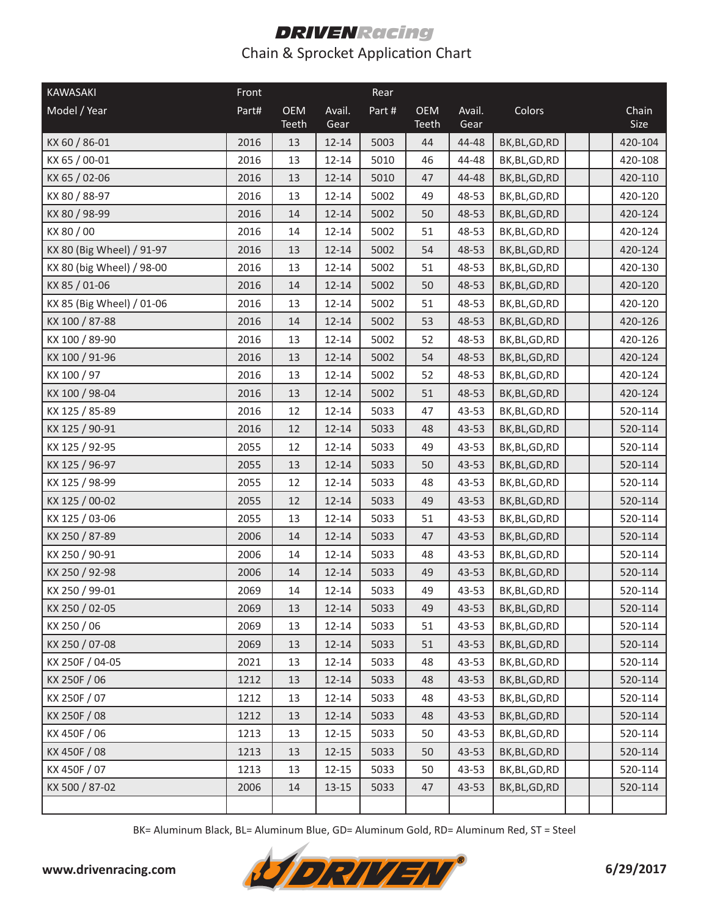# DRIVEN Racing

## Chain & Sprocket Application Chart

| KAWASAKI | Front | | | Rear | | | | | | |
|---|---|---|---|---|---|---|---|---|---|---|
| Model / Year | Part# | OEM Teeth | Avail. Gear | Part # | OEM Teeth | Avail. Gear | Colors | | | Chain Size |
| KX 60 / 86-01 | 2016 | 13 | 12-14 | 5003 | 44 | 44-48 | BK,BL,GD,RD | | | 420-104 |
| KX 65 / 00-01 | 2016 | 13 | 12-14 | 5010 | 46 | 44-48 | BK,BL,GD,RD | | | 420-108 |
| KX 65 / 02-06 | 2016 | 13 | 12-14 | 5010 | 47 | 44-48 | BK,BL,GD,RD | | | 420-110 |
| KX 80 / 88-97 | 2016 | 13 | 12-14 | 5002 | 49 | 48-53 | BK,BL,GD,RD | | | 420-120 |
| KX 80 / 98-99 | 2016 | 14 | 12-14 | 5002 | 50 | 48-53 | BK,BL,GD,RD | | | 420-124 |
| KX 80 / 00 | 2016 | 14 | 12-14 | 5002 | 51 | 48-53 | BK,BL,GD,RD | | | 420-124 |
| KX 80 (Big Wheel) / 91-97 | 2016 | 13 | 12-14 | 5002 | 54 | 48-53 | BK,BL,GD,RD | | | 420-124 |
| KX 80 (big Wheel) / 98-00 | 2016 | 13 | 12-14 | 5002 | 51 | 48-53 | BK,BL,GD,RD | | | 420-130 |
| KX 85 / 01-06 | 2016 | 14 | 12-14 | 5002 | 50 | 48-53 | BK,BL,GD,RD | | | 420-120 |
| KX 85 (Big Wheel) / 01-06 | 2016 | 13 | 12-14 | 5002 | 51 | 48-53 | BK,BL,GD,RD | | | 420-120 |
| KX 100 / 87-88 | 2016 | 14 | 12-14 | 5002 | 53 | 48-53 | BK,BL,GD,RD | | | 420-126 |
| KX 100 / 89-90 | 2016 | 13 | 12-14 | 5002 | 52 | 48-53 | BK,BL,GD,RD | | | 420-126 |
| KX 100 / 91-96 | 2016 | 13 | 12-14 | 5002 | 54 | 48-53 | BK,BL,GD,RD | | | 420-124 |
| KX 100 / 97 | 2016 | 13 | 12-14 | 5002 | 52 | 48-53 | BK,BL,GD,RD | | | 420-124 |
| KX 100 / 98-04 | 2016 | 13 | 12-14 | 5002 | 51 | 48-53 | BK,BL,GD,RD | | | 420-124 |
| KX 125 / 85-89 | 2016 | 12 | 12-14 | 5033 | 47 | 43-53 | BK,BL,GD,RD | | | 520-114 |
| KX 125 / 90-91 | 2016 | 12 | 12-14 | 5033 | 48 | 43-53 | BK,BL,GD,RD | | | 520-114 |
| KX 125 / 92-95 | 2055 | 12 | 12-14 | 5033 | 49 | 43-53 | BK,BL,GD,RD | | | 520-114 |
| KX 125 / 96-97 | 2055 | 13 | 12-14 | 5033 | 50 | 43-53 | BK,BL,GD,RD | | | 520-114 |
| KX 125 / 98-99 | 2055 | 12 | 12-14 | 5033 | 48 | 43-53 | BK,BL,GD,RD | | | 520-114 |
| KX 125 / 00-02 | 2055 | 12 | 12-14 | 5033 | 49 | 43-53 | BK,BL,GD,RD | | | 520-114 |
| KX 125 / 03-06 | 2055 | 13 | 12-14 | 5033 | 51 | 43-53 | BK,BL,GD,RD | | | 520-114 |
| KX 250 / 87-89 | 2006 | 14 | 12-14 | 5033 | 47 | 43-53 | BK,BL,GD,RD | | | 520-114 |
| KX 250 / 90-91 | 2006 | 14 | 12-14 | 5033 | 48 | 43-53 | BK,BL,GD,RD | | | 520-114 |
| KX 250 / 92-98 | 2006 | 14 | 12-14 | 5033 | 49 | 43-53 | BK,BL,GD,RD | | | 520-114 |
| KX 250 / 99-01 | 2069 | 14 | 12-14 | 5033 | 49 | 43-53 | BK,BL,GD,RD | | | 520-114 |
| KX 250 / 02-05 | 2069 | 13 | 12-14 | 5033 | 49 | 43-53 | BK,BL,GD,RD | | | 520-114 |
| KX 250 / 06 | 2069 | 13 | 12-14 | 5033 | 51 | 43-53 | BK,BL,GD,RD | | | 520-114 |
| KX 250 / 07-08 | 2069 | 13 | 12-14 | 5033 | 51 | 43-53 | BK,BL,GD,RD | | | 520-114 |
| KX 250F / 04-05 | 2021 | 13 | 12-14 | 5033 | 48 | 43-53 | BK,BL,GD,RD | | | 520-114 |
| KX 250F / 06 | 1212 | 13 | 12-14 | 5033 | 48 | 43-53 | BK,BL,GD,RD | | | 520-114 |
| KX 250F / 07 | 1212 | 13 | 12-14 | 5033 | 48 | 43-53 | BK,BL,GD,RD | | | 520-114 |
| KX 250F / 08 | 1212 | 13 | 12-14 | 5033 | 48 | 43-53 | BK,BL,GD,RD | | | 520-114 |
| KX 450F / 06 | 1213 | 13 | 12-15 | 5033 | 50 | 43-53 | BK,BL,GD,RD | | | 520-114 |
| KX 450F / 08 | 1213 | 13 | 12-15 | 5033 | 50 | 43-53 | BK,BL,GD,RD | | | 520-114 |
| KX 450F / 07 | 1213 | 13 | 12-15 | 5033 | 50 | 43-53 | BK,BL,GD,RD | | | 520-114 |
| KX 500 / 87-02 | 2006 | 14 | 13-15 | 5033 | 47 | 43-53 | BK,BL,GD,RD | | | 520-114 |
| | | | | | | | | | | |

BK= Aluminum Black, BL= Aluminum Blue, GD= Aluminum Gold, RD= Aluminum Red, ST = Steel

**www.drivenracing.com** **DRIVEN®** **6/29/2017**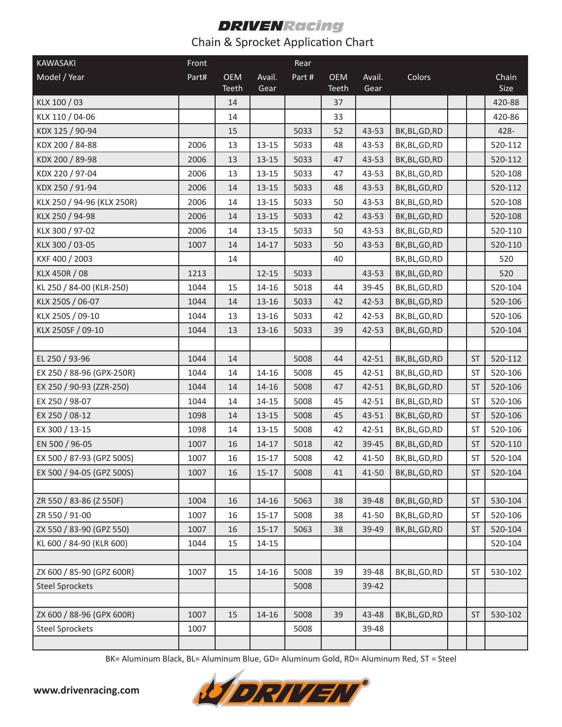# DRIVENRacing

Chain & Sprocket Application Chart

| KAWASAKI Model / Year | Front Part# | OEM Teeth | Avail. Gear | Rear Part # | OEM Teeth | Avail. Gear | Colors | | | Chain Size |
|---|---|---|---|---|---|---|---|---|---|---|
| KLX 100 / 03 | | 14 | | | 37 | | | | | 420-88 |
| KLX 110 / 04-06 | | 14 | | | 33 | | | | | 420-86 |
| KDX 125 / 90-94 | | 15 | | 5033 | 52 | 43-53 | BK,BL,GD,RD | | | 428- |
| KDX 200 / 84-88 | 2006 | 13 | 13-15 | 5033 | 48 | 43-53 | BK,BL,GD,RD | | | 520-112 |
| KDX 200 / 89-98 | 2006 | 13 | 13-15 | 5033 | 47 | 43-53 | BK,BL,GD,RD | | | 520-112 |
| KDX 220 / 97-04 | 2006 | 13 | 13-15 | 5033 | 47 | 43-53 | BK,BL,GD,RD | | | 520-108 |
| KDX 250 / 91-94 | 2006 | 14 | 13-15 | 5033 | 48 | 43-53 | BK,BL,GD,RD | | | 520-112 |
| KLX 250 / 94-96 (KLX 250R) | 2006 | 14 | 13-15 | 5033 | 50 | 43-53 | BK,BL,GD,RD | | | 520-108 |
| KLX 250 / 94-98 | 2006 | 14 | 13-15 | 5033 | 42 | 43-53 | BK,BL,GD,RD | | | 520-108 |
| KLX 300 / 97-02 | 2006 | 14 | 13-15 | 5033 | 50 | 43-53 | BK,BL,GD,RD | | | 520-110 |
| KLX 300 / 03-05 | 1007 | 14 | 14-17 | 5033 | 50 | 43-53 | BK,BL,GD,RD | | | 520-110 |
| KXF 400 / 2003 | | 14 | | | 40 | | BK,BL,GD,RD | | | 520 |
| KLX 450R / 08 | 1213 | | 12-15 | 5033 | | 43-53 | BK,BL,GD,RD | | | 520 |
| KL 250 / 84-00 (KLR-250) | 1044 | 15 | 14-16 | 5018 | 44 | 39-45 | BK,BL,GD,RD | | | 520-104 |
| KLX 250S / 06-07 | 1044 | 14 | 13-16 | 5033 | 42 | 42-53 | BK,BL,GD,RD | | | 520-106 |
| KLX 250S / 09-10 | 1044 | 13 | 13-16 | 5033 | 42 | 42-53 | BK,BL,GD,RD | | | 520-106 |
| KLX 250SF / 09-10 | 1044 | 13 | 13-16 | 5033 | 39 | 42-53 | BK,BL,GD,RD | | | 520-104 |
| | | | | | | | | | | |
| EL 250 / 93-96 | 1044 | 14 | | 5008 | 44 | 42-51 | BK,BL,GD,RD | | ST | 520-112 |
| EX 250 / 88-96 (GPX-250R) | 1044 | 14 | 14-16 | 5008 | 45 | 42-51 | BK,BL,GD,RD | | ST | 520-106 |
| EX 250 / 90-93 (ZZR-250) | 1044 | 14 | 14-16 | 5008 | 47 | 42-51 | BK,BL,GD,RD | | ST | 520-106 |
| EX 250 / 98-07 | 1044 | 14 | 14-15 | 5008 | 45 | 42-51 | BK,BL,GD,RD | | ST | 520-106 |
| EX 250 / 08-12 | 1098 | 14 | 13-15 | 5008 | 45 | 43-51 | BK,BL,GD,RD | | ST | 520-106 |
| EX 300 / 13-15 | 1098 | 14 | 13-15 | 5008 | 42 | 42-51 | BK,BL,GD,RD | | ST | 520-106 |
| EN 500 / 96-05 | 1007 | 16 | 14-17 | 5018 | 42 | 39-45 | BK,BL,GD,RD | | ST | 520-110 |
| EX 500 / 87-93 (GPZ 500S) | 1007 | 16 | 15-17 | 5008 | 42 | 41-50 | BK,BL,GD,RD | | ST | 520-104 |
| EX 500 / 94-05 (GPZ 500S) | 1007 | 16 | 15-17 | 5008 | 41 | 41-50 | BK,BL,GD,RD | | ST | 520-104 |
| | | | | | | | | | | |
| ZR 550 / 83-86 (Z 550F) | 1004 | 16 | 14-16 | 5063 | 38 | 39-48 | BK,BL,GD,RD | | ST | 530-104 |
| ZR 550 / 91-00 | 1007 | 16 | 15-17 | 5008 | 38 | 41-50 | BK,BL,GD,RD | | ST | 520-106 |
| ZX 550 / 83-90 (GPZ 550) | 1007 | 16 | 15-17 | 5063 | 38 | 39-49 | BK,BL,GD,RD | | ST | 520-104 |
| KL 600 / 84-90 (KLR 600) | 1044 | 15 | 14-15 | | | | | | | 520-104 |
| | | | | | | | | | | |
| ZX 600 / 85-90 (GPZ 600R) | 1007 | 15 | 14-16 | 5008 | 39 | 39-48 | BK,BL,GD,RD | | ST | 530-102 |
| Steel Sprockets | | | | 5008 | | 39-42 | | | | |
| | | | | | | | | | | |
| ZX 600 / 88-96 (GPX 600R) | 1007 | 15 | 14-16 | 5008 | 39 | 43-48 | BK,BL,GD,RD | | ST | 530-102 |
| Steel Sprockets | 1007 | | | 5008 | | 39-48 | | | | |
| | | | | | | | | | | |

BK= Aluminum Black, BL= Aluminum Blue, GD= Aluminum Gold, RD= Aluminum Red, ST = Steel

www.drivenracing.com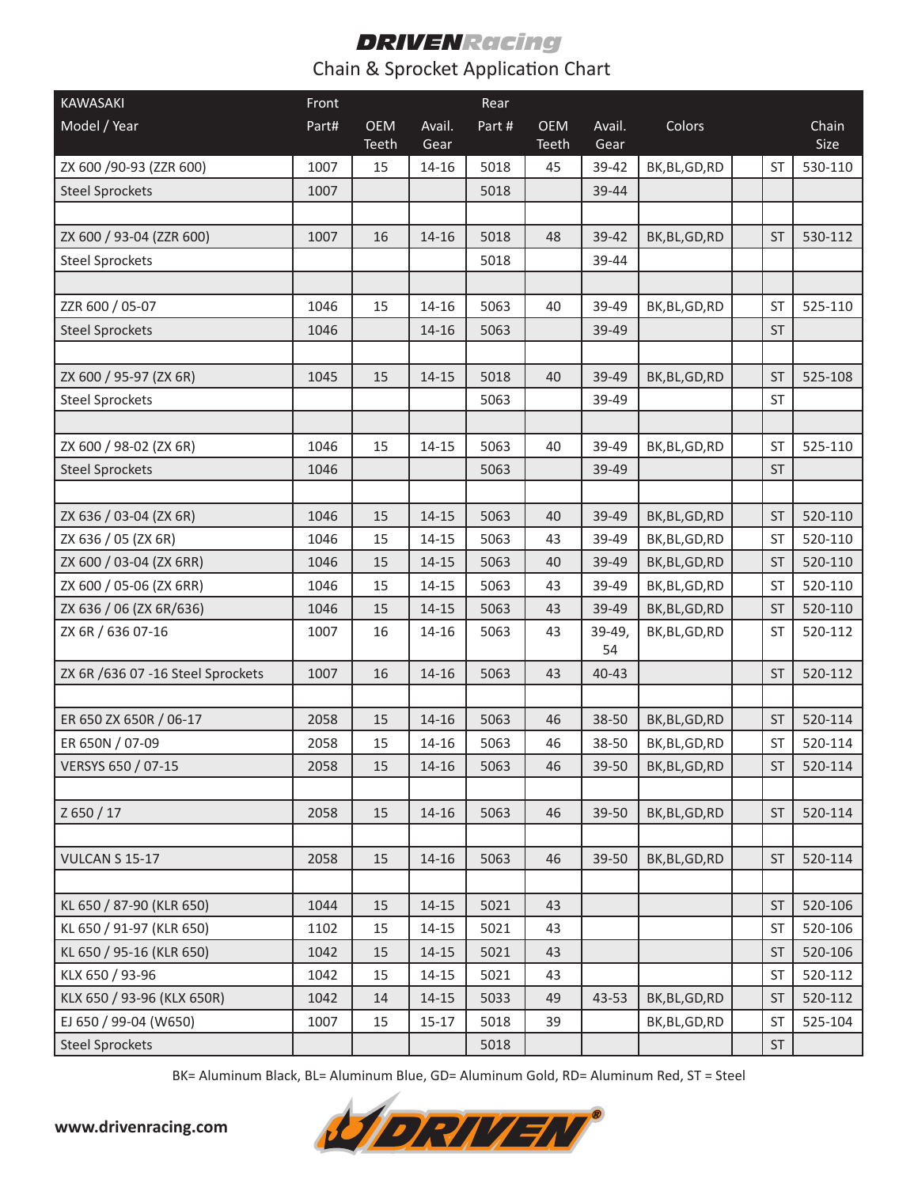# DRIVENRacing

## Chain & Sprocket Application Chart

| KAWASAKI | Front | | | Rear | | | | | | |
|---|---|---|---|---|---|---|---|---|---|---|
| Model / Year | Part# | OEM Teeth | Avail. Gear | Part # | OEM Teeth | Avail. Gear | Colors | | | Chain Size |
| ZX 600 /90-93 (ZZR 600) | 1007 | 15 | 14-16 | 5018 | 45 | 39-42 | BK,BL,GD,RD | | ST | 530-110 |
| Steel Sprockets | 1007 | | | 5018 | | 39-44 | | | | |
| | | | | | | | | | | |
| ZX 600 / 93-04 (ZZR 600) | 1007 | 16 | 14-16 | 5018 | 48 | 39-42 | BK,BL,GD,RD | | ST | 530-112 |
| Steel Sprockets | | | | 5018 | | 39-44 | | | | |
| | | | | | | | | | | |
| ZZR 600 / 05-07 | 1046 | 15 | 14-16 | 5063 | 40 | 39-49 | BK,BL,GD,RD | | ST | 525-110 |
| Steel Sprockets | 1046 | | 14-16 | 5063 | | 39-49 | | | ST | |
| | | | | | | | | | | |
| ZX 600 / 95-97 (ZX 6R) | 1045 | 15 | 14-15 | 5018 | 40 | 39-49 | BK,BL,GD,RD | | ST | 525-108 |
| Steel Sprockets | | | | 5063 | | 39-49 | | | ST | |
| | | | | | | | | | | |
| ZX 600 / 98-02 (ZX 6R) | 1046 | 15 | 14-15 | 5063 | 40 | 39-49 | BK,BL,GD,RD | | ST | 525-110 |
| Steel Sprockets | 1046 | | | 5063 | | 39-49 | | | ST | |
| | | | | | | | | | | |
| ZX 636 / 03-04 (ZX 6R) | 1046 | 15 | 14-15 | 5063 | 40 | 39-49 | BK,BL,GD,RD | | ST | 520-110 |
| ZX 636 / 05 (ZX 6R) | 1046 | 15 | 14-15 | 5063 | 43 | 39-49 | BK,BL,GD,RD | | ST | 520-110 |
| ZX 600 / 03-04 (ZX 6RR) | 1046 | 15 | 14-15 | 5063 | 40 | 39-49 | BK,BL,GD,RD | | ST | 520-110 |
| ZX 600 / 05-06 (ZX 6RR) | 1046 | 15 | 14-15 | 5063 | 43 | 39-49 | BK,BL,GD,RD | | ST | 520-110 |
| ZX 636 / 06 (ZX 6R/636) | 1046 | 15 | 14-15 | 5063 | 43 | 39-49 | BK,BL,GD,RD | | ST | 520-110 |
| ZX 6R / 636 07-16 | 1007 | 16 | 14-16 | 5063 | 43 | 39-49, 54 | BK,BL,GD,RD | | ST | 520-112 |
| ZX 6R /636 07 -16 Steel Sprockets | 1007 | 16 | 14-16 | 5063 | 43 | 40-43 | | | ST | 520-112 |
| | | | | | | | | | | |
| ER 650 ZX 650R / 06-17 | 2058 | 15 | 14-16 | 5063 | 46 | 38-50 | BK,BL,GD,RD | | ST | 520-114 |
| ER 650N / 07-09 | 2058 | 15 | 14-16 | 5063 | 46 | 38-50 | BK,BL,GD,RD | | ST | 520-114 |
| VERSYS 650 / 07-15 | 2058 | 15 | 14-16 | 5063 | 46 | 39-50 | BK,BL,GD,RD | | ST | 520-114 |
| | | | | | | | | | | |
| Z 650 / 17 | 2058 | 15 | 14-16 | 5063 | 46 | 39-50 | BK,BL,GD,RD | | ST | 520-114 |
| | | | | | | | | | | |
| VULCAN S 15-17 | 2058 | 15 | 14-16 | 5063 | 46 | 39-50 | BK,BL,GD,RD | | ST | 520-114 |
| | | | | | | | | | | |
| KL 650 / 87-90 (KLR 650) | 1044 | 15 | 14-15 | 5021 | 43 | | | | ST | 520-106 |
| KL 650 / 91-97 (KLR 650) | 1102 | 15 | 14-15 | 5021 | 43 | | | | ST | 520-106 |
| KL 650 / 95-16 (KLR 650) | 1042 | 15 | 14-15 | 5021 | 43 | | | | ST | 520-106 |
| KLX 650 / 93-96 | 1042 | 15 | 14-15 | 5021 | 43 | | | | ST | 520-112 |
| KLX 650 / 93-96 (KLX 650R) | 1042 | 14 | 14-15 | 5033 | 49 | 43-53 | BK,BL,GD,RD | | ST | 520-112 |
| EJ 650 / 99-04 (W650) | 1007 | 15 | 15-17 | 5018 | 39 | | BK,BL,GD,RD | | ST | 525-104 |
| Steel Sprockets | | | | 5018 | | | | | ST | |

BK= Aluminum Black, BL= Aluminum Blue, GD= Aluminum Gold, RD= Aluminum Red, ST = Steel

**www.drivenracing.com**

DRIVEN®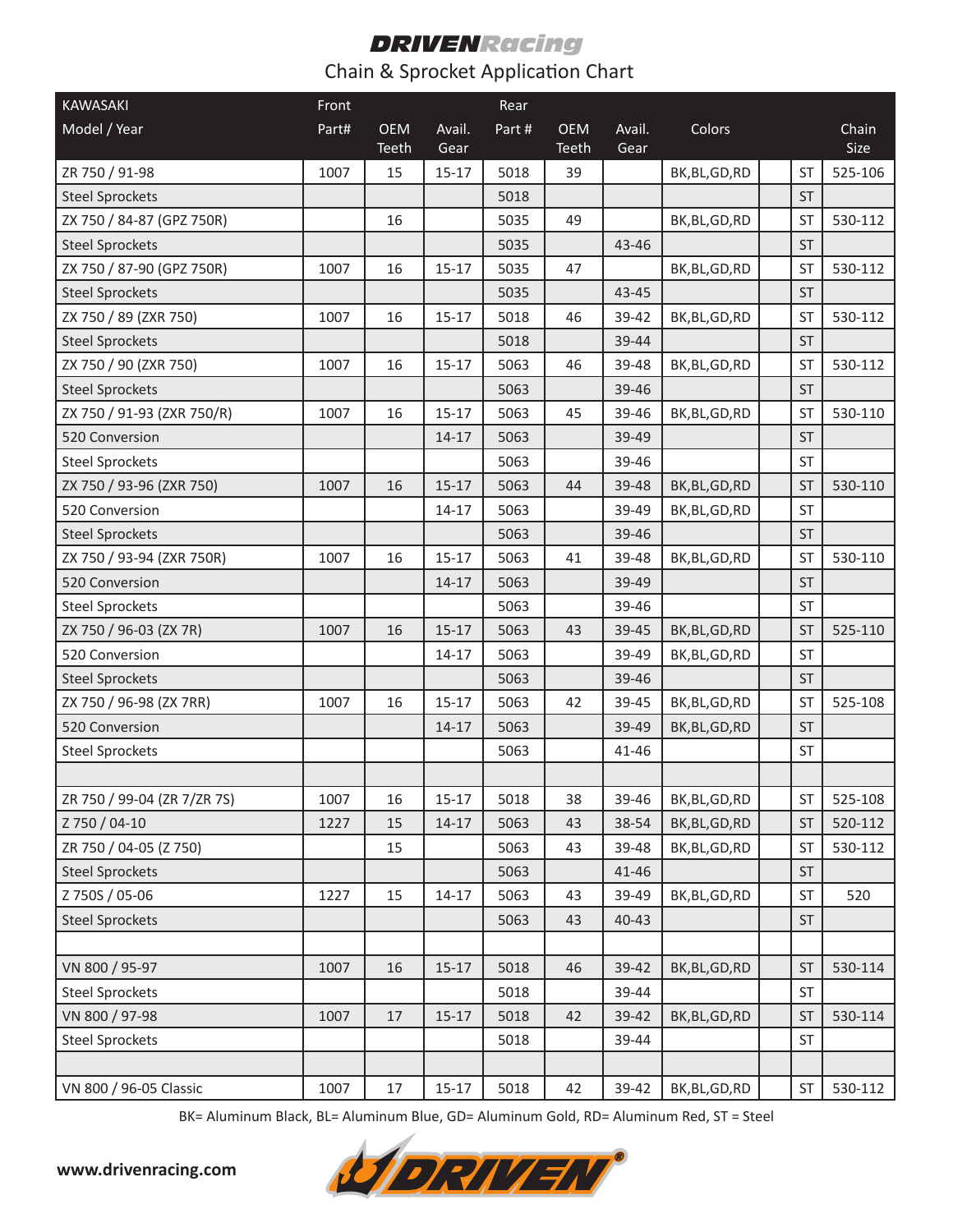# DRIVENRacing

Chain & Sprocket Application Chart

| KAWASAKI Model / Year | Front Part# | OEM Teeth | Avail. Gear | Rear Part # | OEM Teeth | Avail. Gear | Colors | | | Chain Size |
|---|---|---|---|---|---|---|---|---|---|---|
| ZR 750 / 91-98 | 1007 | 15 | 15-17 | 5018 | 39 | | BK,BL,GD,RD | | ST | 525-106 |
| Steel Sprockets | | | | 5018 | | | | | ST | |
| ZX 750 / 84-87 (GPZ 750R) | | 16 | | 5035 | 49 | | BK,BL,GD,RD | | ST | 530-112 |
| Steel Sprockets | | | | 5035 | | 43-46 | | | ST | |
| ZX 750 / 87-90 (GPZ 750R) | 1007 | 16 | 15-17 | 5035 | 47 | | BK,BL,GD,RD | | ST | 530-112 |
| Steel Sprockets | | | | 5035 | | 43-45 | | | ST | |
| ZX 750 / 89 (ZXR 750) | 1007 | 16 | 15-17 | 5018 | 46 | 39-42 | BK,BL,GD,RD | | ST | 530-112 |
| Steel Sprockets | | | | 5018 | | 39-44 | | | ST | |
| ZX 750 / 90 (ZXR 750) | 1007 | 16 | 15-17 | 5063 | 46 | 39-48 | BK,BL,GD,RD | | ST | 530-112 |
| Steel Sprockets | | | | 5063 | | 39-46 | | | ST | |
| ZX 750 / 91-93 (ZXR 750/R) | 1007 | 16 | 15-17 | 5063 | 45 | 39-46 | BK,BL,GD,RD | | ST | 530-110 |
| 520 Conversion | | | 14-17 | 5063 | | 39-49 | | | ST | |
| Steel Sprockets | | | | 5063 | | 39-46 | | | ST | |
| ZX 750 / 93-96 (ZXR 750) | 1007 | 16 | 15-17 | 5063 | 44 | 39-48 | BK,BL,GD,RD | | ST | 530-110 |
| 520 Conversion | | | 14-17 | 5063 | | 39-49 | BK,BL,GD,RD | | ST | |
| Steel Sprockets | | | | 5063 | | 39-46 | | | ST | |
| ZX 750 / 93-94 (ZXR 750R) | 1007 | 16 | 15-17 | 5063 | 41 | 39-48 | BK,BL,GD,RD | | ST | 530-110 |
| 520 Conversion | | | 14-17 | 5063 | | 39-49 | | | ST | |
| Steel Sprockets | | | | 5063 | | 39-46 | | | ST | |
| ZX 750 / 96-03 (ZX 7R) | 1007 | 16 | 15-17 | 5063 | 43 | 39-45 | BK,BL,GD,RD | | ST | 525-110 |
| 520 Conversion | | | 14-17 | 5063 | | 39-49 | BK,BL,GD,RD | | ST | |
| Steel Sprockets | | | | 5063 | | 39-46 | | | ST | |
| ZX 750 / 96-98 (ZX 7RR) | 1007 | 16 | 15-17 | 5063 | 42 | 39-45 | BK,BL,GD,RD | | ST | 525-108 |
| 520 Conversion | | | 14-17 | 5063 | | 39-49 | BK,BL,GD,RD | | ST | |
| Steel Sprockets | | | | 5063 | | 41-46 | | | ST | |
| | | | | | | | | | | |
| ZR 750 / 99-04 (ZR 7/ZR 7S) | 1007 | 16 | 15-17 | 5018 | 38 | 39-46 | BK,BL,GD,RD | | ST | 525-108 |
| Z 750 / 04-10 | 1227 | 15 | 14-17 | 5063 | 43 | 38-54 | BK,BL,GD,RD | | ST | 520-112 |
| ZR 750 / 04-05 (Z 750) | | 15 | | 5063 | 43 | 39-48 | BK,BL,GD,RD | | ST | 530-112 |
| Steel Sprockets | | | | 5063 | | 41-46 | | | ST | |
| Z 750S / 05-06 | 1227 | 15 | 14-17 | 5063 | 43 | 39-49 | BK,BL,GD,RD | | ST | 520 |
| Steel Sprockets | | | | 5063 | 43 | 40-43 | | | ST | |
| | | | | | | | | | | |
| VN 800 / 95-97 | 1007 | 16 | 15-17 | 5018 | 46 | 39-42 | BK,BL,GD,RD | | ST | 530-114 |
| Steel Sprockets | | | | 5018 | | 39-44 | | | ST | |
| VN 800 / 97-98 | 1007 | 17 | 15-17 | 5018 | 42 | 39-42 | BK,BL,GD,RD | | ST | 530-114 |
| Steel Sprockets | | | | 5018 | | 39-44 | | | ST | |
| | | | | | | | | | | |
| VN 800 / 96-05 Classic | 1007 | 17 | 15-17 | 5018 | 42 | 39-42 | BK,BL,GD,RD | | ST | 530-112 |

BK= Aluminum Black, BL= Aluminum Blue, GD= Aluminum Gold, RD= Aluminum Red, ST = Steel

**www.drivenracing.com**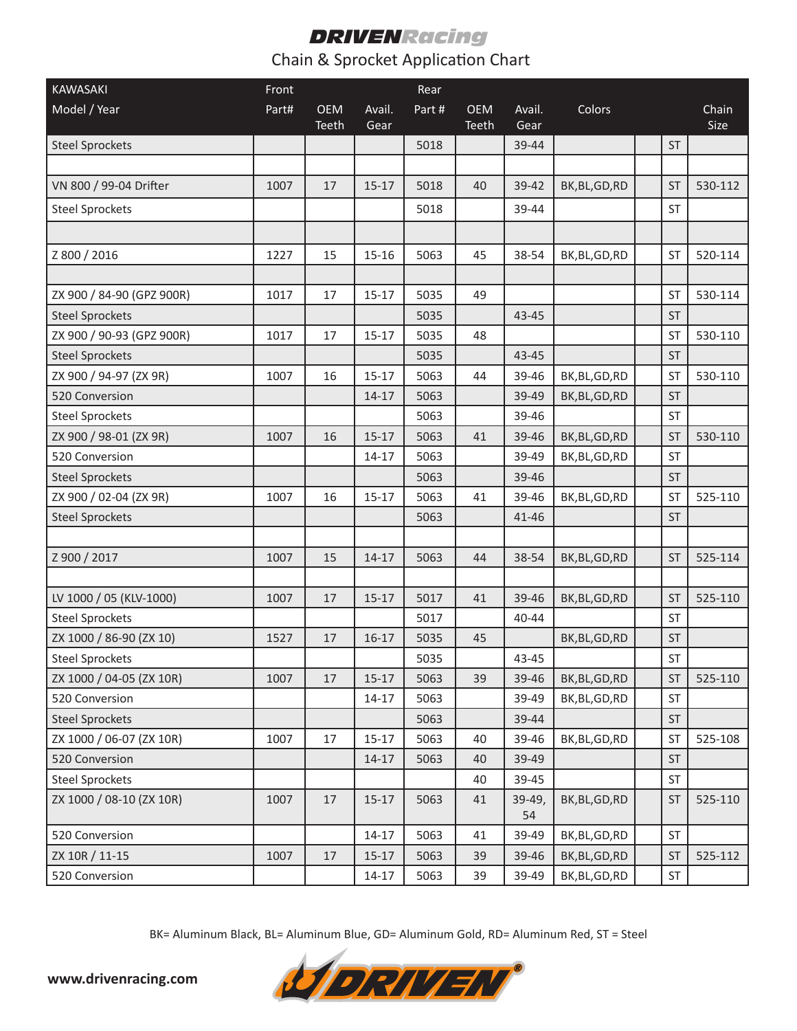# DRIVENRacing

## Chain & Sprocket Application Chart

| KAWASAKI Model / Year | Front Part# | OEM Teeth | Avail. Gear | Rear Part # | OEM Teeth | Avail. Gear | Colors | | | Chain Size |
|---|---|---|---|---|---|---|---|---|---|---|
| Steel Sprockets | | | | 5018 | | 39-44 | | | ST | |
| | | | | | | | | | | |
| VN 800 / 99-04 Drifter | 1007 | 17 | 15-17 | 5018 | 40 | 39-42 | BK,BL,GD,RD | | ST | 530-112 |
| Steel Sprockets | | | | 5018 | | 39-44 | | | ST | |
| | | | | | | | | | | |
| Z 800 / 2016 | 1227 | 15 | 15-16 | 5063 | 45 | 38-54 | BK,BL,GD,RD | | ST | 520-114 |
| | | | | | | | | | | |
| ZX 900 / 84-90 (GPZ 900R) | 1017 | 17 | 15-17 | 5035 | 49 | | | | ST | 530-114 |
| Steel Sprockets | | | | 5035 | | 43-45 | | | ST | |
| ZX 900 / 90-93 (GPZ 900R) | 1017 | 17 | 15-17 | 5035 | 48 | | | | ST | 530-110 |
| Steel Sprockets | | | | 5035 | | 43-45 | | | ST | |
| ZX 900 / 94-97 (ZX 9R) | 1007 | 16 | 15-17 | 5063 | 44 | 39-46 | BK,BL,GD,RD | | ST | 530-110 |
| 520 Conversion | | | 14-17 | 5063 | | 39-49 | BK,BL,GD,RD | | ST | |
| Steel Sprockets | | | | 5063 | | 39-46 | | | ST | |
| ZX 900 / 98-01 (ZX 9R) | 1007 | 16 | 15-17 | 5063 | 41 | 39-46 | BK,BL,GD,RD | | ST | 530-110 |
| 520 Conversion | | | 14-17 | 5063 | | 39-49 | BK,BL,GD,RD | | ST | |
| Steel Sprockets | | | | 5063 | | 39-46 | | | ST | |
| ZX 900 / 02-04 (ZX 9R) | 1007 | 16 | 15-17 | 5063 | 41 | 39-46 | BK,BL,GD,RD | | ST | 525-110 |
| Steel Sprockets | | | | 5063 | | 41-46 | | | ST | |
| | | | | | | | | | | |
| Z 900 / 2017 | 1007 | 15 | 14-17 | 5063 | 44 | 38-54 | BK,BL,GD,RD | | ST | 525-114 |
| | | | | | | | | | | |
| LV 1000 / 05 (KLV-1000) | 1007 | 17 | 15-17 | 5017 | 41 | 39-46 | BK,BL,GD,RD | | ST | 525-110 |
| Steel Sprockets | | | | 5017 | | 40-44 | | | ST | |
| ZX 1000 / 86-90 (ZX 10) | 1527 | 17 | 16-17 | 5035 | 45 | | BK,BL,GD,RD | | ST | |
| Steel Sprockets | | | | 5035 | | 43-45 | | | ST | |
| ZX 1000 / 04-05 (ZX 10R) | 1007 | 17 | 15-17 | 5063 | 39 | 39-46 | BK,BL,GD,RD | | ST | 525-110 |
| 520 Conversion | | | 14-17 | 5063 | | 39-49 | BK,BL,GD,RD | | ST | |
| Steel Sprockets | | | | 5063 | | 39-44 | | | ST | |
| ZX 1000 / 06-07 (ZX 10R) | 1007 | 17 | 15-17 | 5063 | 40 | 39-46 | BK,BL,GD,RD | | ST | 525-108 |
| 520 Conversion | | | 14-17 | 5063 | 40 | 39-49 | | | ST | |
| Steel Sprockets | | | | | 40 | 39-45 | | | ST | |
| ZX 1000 / 08-10 (ZX 10R) | 1007 | 17 | 15-17 | 5063 | 41 | 39-49, 54 | BK,BL,GD,RD | | ST | 525-110 |
| 520 Conversion | | | 14-17 | 5063 | 41 | 39-49 | BK,BL,GD,RD | | ST | |
| ZX 10R / 11-15 | 1007 | 17 | 15-17 | 5063 | 39 | 39-46 | BK,BL,GD,RD | | ST | 525-112 |
| 520 Conversion | | | 14-17 | 5063 | 39 | 39-49 | BK,BL,GD,RD | | ST | |

BK= Aluminum Black, BL= Aluminum Blue, GD= Aluminum Gold, RD= Aluminum Red, ST = Steel

**www.drivenracing.com**

DRIVEN®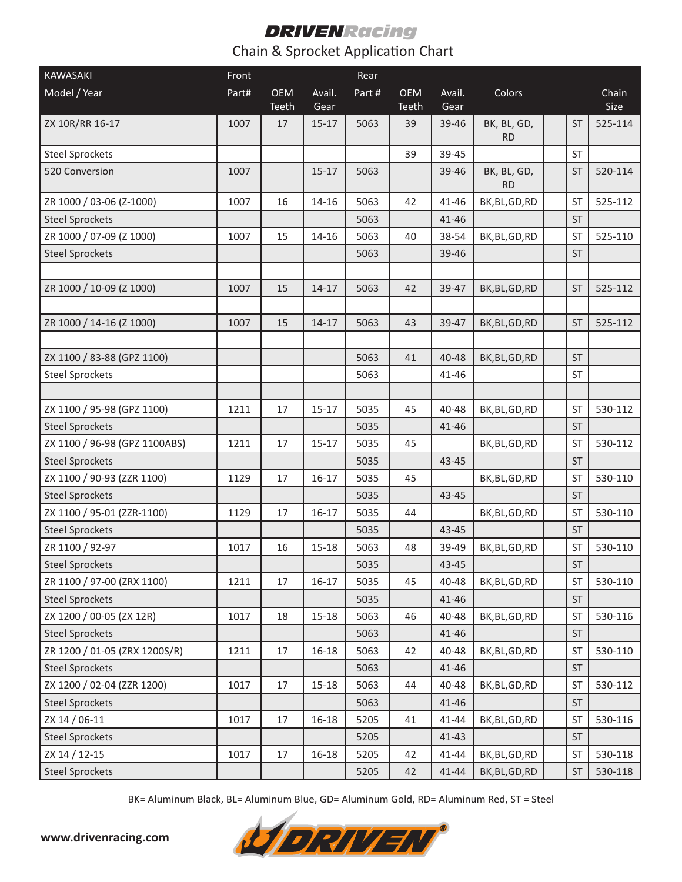# DRIVENRacing

Chain & Sprocket Application Chart

| KAWASAKI Model / Year | Front Part# | OEM Teeth | Avail. Gear | Rear Part # | OEM Teeth | Avail. Gear | Colors | | | Chain Size |
|---|---|---|---|---|---|---|---|---|---|---|
| ZX 10R/RR 16-17 | 1007 | 17 | 15-17 | 5063 | 39 | 39-46 | BK, BL, GD, RD | | ST | 525-114 |
| Steel Sprockets | | | | | 39 | 39-45 | | | ST | |
| 520 Conversion | 1007 | | 15-17 | 5063 | | 39-46 | BK, BL, GD, RD | | ST | 520-114 |
| ZR 1000 / 03-06 (Z-1000) | 1007 | 16 | 14-16 | 5063 | 42 | 41-46 | BK,BL,GD,RD | | ST | 525-112 |
| Steel Sprockets | | | | 5063 | | 41-46 | | | ST | |
| ZR 1000 / 07-09 (Z 1000) | 1007 | 15 | 14-16 | 5063 | 40 | 38-54 | BK,BL,GD,RD | | ST | 525-110 |
| Steel Sprockets | | | | 5063 | | 39-46 | | | ST | |
| | | | | | | | | | | |
| ZR 1000 / 10-09 (Z 1000) | 1007 | 15 | 14-17 | 5063 | 42 | 39-47 | BK,BL,GD,RD | | ST | 525-112 |
| | | | | | | | | | | |
| ZR 1000 / 14-16 (Z 1000) | 1007 | 15 | 14-17 | 5063 | 43 | 39-47 | BK,BL,GD,RD | | ST | 525-112 |
| | | | | | | | | | | |
| ZX 1100 / 83-88 (GPZ 1100) | | | | 5063 | 41 | 40-48 | BK,BL,GD,RD | | ST | |
| Steel Sprockets | | | | 5063 | | 41-46 | | | ST | |
| | | | | | | | | | | |
| ZX 1100 / 95-98 (GPZ 1100) | 1211 | 17 | 15-17 | 5035 | 45 | 40-48 | BK,BL,GD,RD | | ST | 530-112 |
| Steel Sprockets | | | | 5035 | | 41-46 | | | ST | |
| ZX 1100 / 96-98 (GPZ 1100ABS) | 1211 | 17 | 15-17 | 5035 | 45 | | BK,BL,GD,RD | | ST | 530-112 |
| Steel Sprockets | | | | 5035 | | 43-45 | | | ST | |
| ZX 1100 / 90-93 (ZZR 1100) | 1129 | 17 | 16-17 | 5035 | 45 | | BK,BL,GD,RD | | ST | 530-110 |
| Steel Sprockets | | | | 5035 | | 43-45 | | | ST | |
| ZX 1100 / 95-01 (ZZR-1100) | 1129 | 17 | 16-17 | 5035 | 44 | | BK,BL,GD,RD | | ST | 530-110 |
| Steel Sprockets | | | | 5035 | | 43-45 | | | ST | |
| ZR 1100 / 92-97 | 1017 | 16 | 15-18 | 5063 | 48 | 39-49 | BK,BL,GD,RD | | ST | 530-110 |
| Steel Sprockets | | | | 5035 | | 43-45 | | | ST | |
| ZR 1100 / 97-00 (ZRX 1100) | 1211 | 17 | 16-17 | 5035 | 45 | 40-48 | BK,BL,GD,RD | | ST | 530-110 |
| Steel Sprockets | | | | 5035 | | 41-46 | | | ST | |
| ZX 1200 / 00-05 (ZX 12R) | 1017 | 18 | 15-18 | 5063 | 46 | 40-48 | BK,BL,GD,RD | | ST | 530-116 |
| Steel Sprockets | | | | 5063 | | 41-46 | | | ST | |
| ZR 1200 / 01-05 (ZRX 1200S/R) | 1211 | 17 | 16-18 | 5063 | 42 | 40-48 | BK,BL,GD,RD | | ST | 530-110 |
| Steel Sprockets | | | | 5063 | | 41-46 | | | ST | |
| ZX 1200 / 02-04 (ZZR 1200) | 1017 | 17 | 15-18 | 5063 | 44 | 40-48 | BK,BL,GD,RD | | ST | 530-112 |
| Steel Sprockets | | | | 5063 | | 41-46 | | | ST | |
| ZX 14 / 06-11 | 1017 | 17 | 16-18 | 5205 | 41 | 41-44 | BK,BL,GD,RD | | ST | 530-116 |
| Steel Sprockets | | | | 5205 | | 41-43 | | | ST | |
| ZX 14 / 12-15 | 1017 | 17 | 16-18 | 5205 | 42 | 41-44 | BK,BL,GD,RD | | ST | 530-118 |
| Steel Sprockets | | | | 5205 | 42 | 41-44 | BK,BL,GD,RD | | ST | 530-118 |

BK= Aluminum Black, BL= Aluminum Blue, GD= Aluminum Gold, RD= Aluminum Red, ST = Steel

**www.drivenracing.com**

DRIVEN®